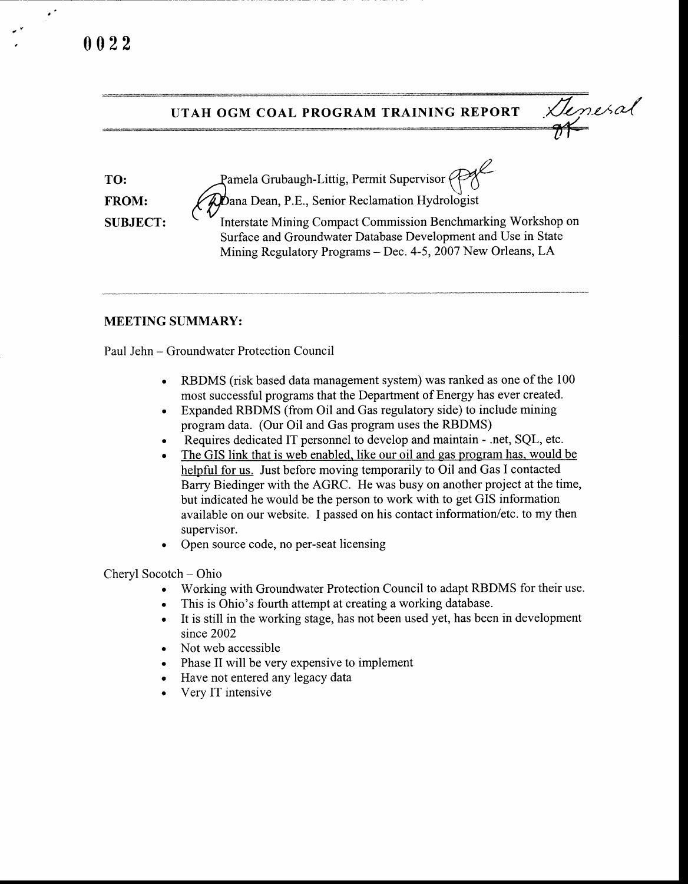0022

## UTAH OGM COAL PROGRAM TRAINING REPORT

General

**TO:** Pamela Grubaugh-Littig, Permit Supervisor

**FROM:** Dana Dean, P.E., Senior Reclamation Hydrologist

**SUBJECT:** Interstate Mining Compact Commission Benchmarking Workshop on Surface and Groundwater Database Development and Use in State Mining Regulatory Programs – Dec. 4-5, 2007 New Orleans, LA

---

### MEETING SUMMARY:

Paul Jehn – Groundwater Protection Council

- RBDMS (risk based data management system) was ranked as one of the 100 most successful programs that the Department of Energy has ever created.
- Expanded RBDMS (from Oil and Gas regulatory side) to include mining program data. (Our Oil and Gas program uses the RBDMS)
- Requires dedicated IT personnel to develop and maintain - .net, SQL, etc.
- <u>The GIS link that is web enabled, like our oil and gas program has, would be helpful for us.</u> Just before moving temporarily to Oil and Gas I contacted Barry Biedinger with the AGRC. He was busy on another project at the time, but indicated he would be the person to work with to get GIS information available on our website. I passed on his contact information/etc. to my then supervisor.
- Open source code, no per-seat licensing

Cheryl Socotch – Ohio

- Working with Groundwater Protection Council to adapt RBDMS for their use.
- This is Ohio's fourth attempt at creating a working database.
- It is still in the working stage, has not been used yet, has been in development since 2002
- Not web accessible
- Phase II will be very expensive to implement
- Have not entered any legacy data
- Very IT intensive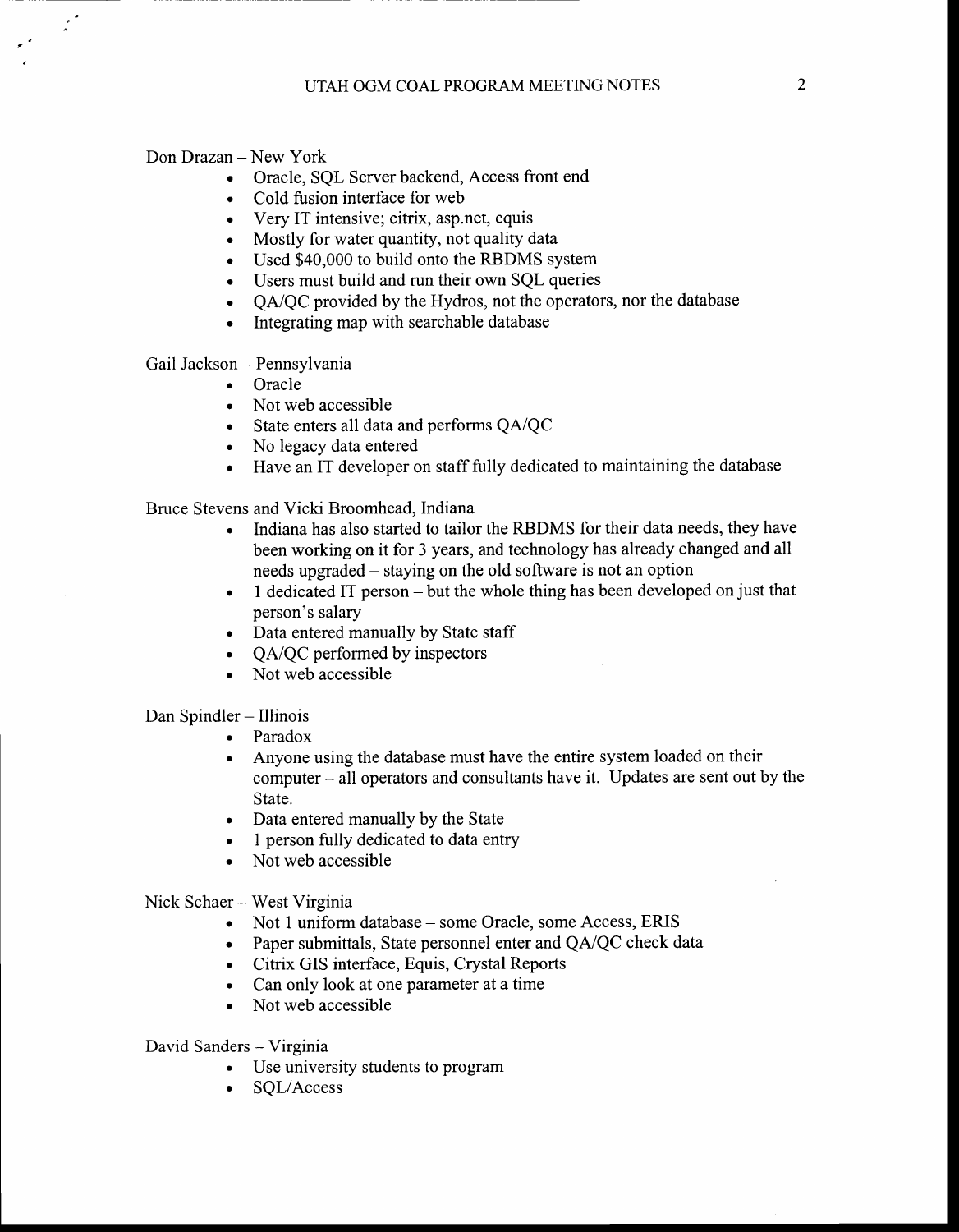Don Drazan – New York

- Oracle, SQL Server backend, Access front end
- Cold fusion interface for web
- Very IT intensive; citrix, asp.net, equis
- Mostly for water quantity, not quality data
- Used $40,000 to build onto the RBDMS system
- Users must build and run their own SQL queries
- QA/QC provided by the Hydros, not the operators, nor the database
- Integrating map with searchable database

Gail Jackson – Pennsylvania

- Oracle
- Not web accessible
- State enters all data and performs QA/QC
- No legacy data entered
- Have an IT developer on staff fully dedicated to maintaining the database

Bruce Stevens and Vicki Broomhead, Indiana

- Indiana has also started to tailor the RBDMS for their data needs, they have been working on it for 3 years, and technology has already changed and all needs upgraded – staying on the old software is not an option
- 1 dedicated IT person – but the whole thing has been developed on just that person's salary
- Data entered manually by State staff
- QA/QC performed by inspectors
- Not web accessible

Dan Spindler – Illinois

- Paradox
- Anyone using the database must have the entire system loaded on their computer – all operators and consultants have it. Updates are sent out by the State.
- Data entered manually by the State
- 1 person fully dedicated to data entry
- Not web accessible

Nick Schaer – West Virginia

- Not 1 uniform database – some Oracle, some Access, ERIS
- Paper submittals, State personnel enter and QA/QC check data
- Citrix GIS interface, Equis, Crystal Reports
- Can only look at one parameter at a time
- Not web accessible

David Sanders – Virginia

- Use university students to program
- SQL/Access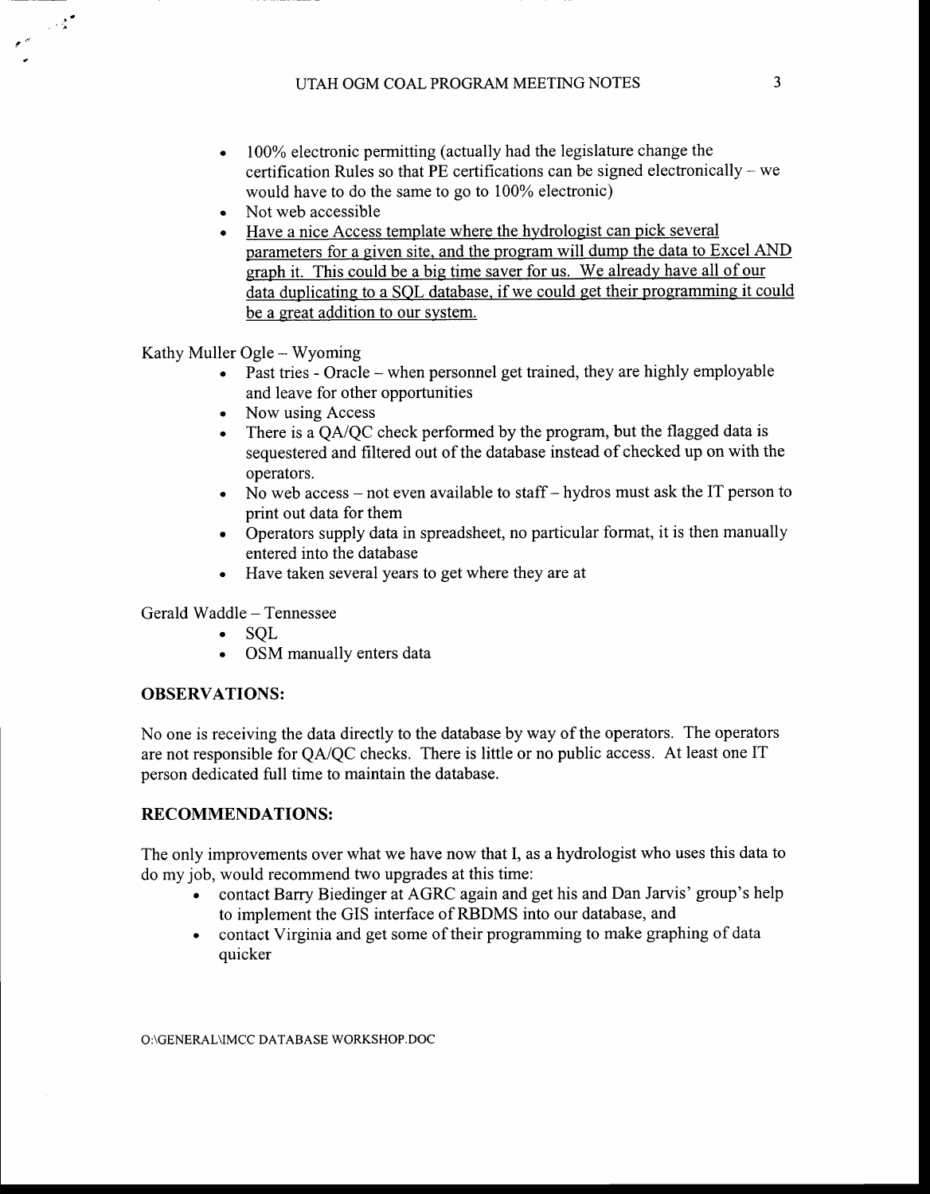- 100% electronic permitting (actually had the legislature change the certification Rules so that PE certifications can be signed electronically – we would have to do the same to go to 100% electronic)
- Not web accessible
- <u>Have a nice Access template where the hydrologist can pick several parameters for a given site, and the program will dump the data to Excel AND graph it. This could be a big time saver for us. We already have all of our data duplicating to a SQL database, if we could get their programming it could be a great addition to our system.</u>

Kathy Muller Ogle – Wyoming

- Past tries - Oracle – when personnel get trained, they are highly employable and leave for other opportunities
- Now using Access
- There is a QA/QC check performed by the program, but the flagged data is sequestered and filtered out of the database instead of checked up on with the operators.
- No web access – not even available to staff – hydros must ask the IT person to print out data for them
- Operators supply data in spreadsheet, no particular format, it is then manually entered into the database
- Have taken several years to get where they are at

Gerald Waddle – Tennessee

- SQL
- OSM manually enters data

**OBSERVATIONS:**

No one is receiving the data directly to the database by way of the operators. The operators are not responsible for QA/QC checks. There is little or no public access. At least one IT person dedicated full time to maintain the database.

**RECOMMENDATIONS:**

The only improvements over what we have now that I, as a hydrologist who uses this data to do my job, would recommend two upgrades at this time:

- contact Barry Biedinger at AGRC again and get his and Dan Jarvis' group's help to implement the GIS interface of RBDMS into our database, and
- contact Virginia and get some of their programming to make graphing of data quicker

O:\GENERAL\IMCC DATABASE WORKSHOP.DOC